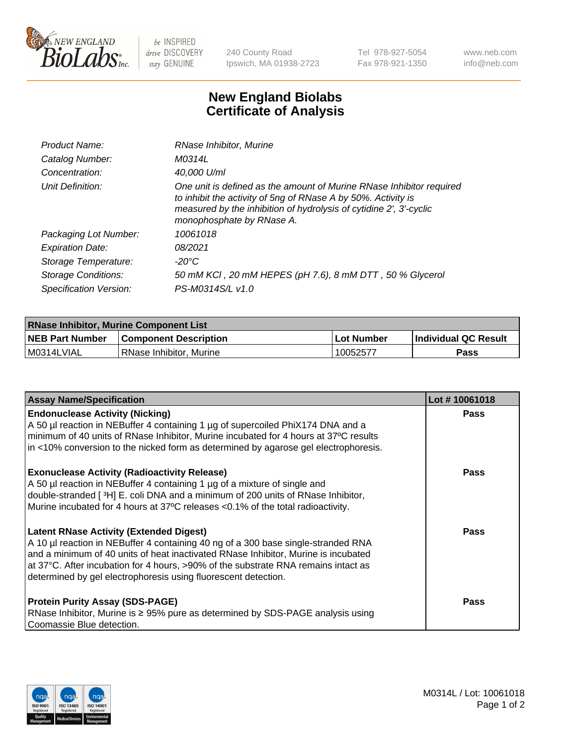240 County Road
Ipswich, MA 01938-2723

Tel 978-927-5054
Fax 978-921-1350

www.neb.com
info@neb.com

# New England Biolabs
# Certificate of Analysis

| | |
|---|---|
| *Product Name:* | *RNase Inhibitor, Murine* |
| *Catalog Number:* | *M0314L* |
| *Concentration:* | *40,000 U/ml* |
| *Unit Definition:* | *One unit is defined as the amount of Murine RNase Inhibitor required to inhibit the activity of 5ng of RNase A by 50%. Activity is measured by the inhibition of hydrolysis of cytidine 2', 3'-cyclic monophosphate by RNase A.* |
| *Packaging Lot Number:* | *10061018* |
| *Expiration Date:* | *08/2021* |
| *Storage Temperature:* | *-20°C* |
| *Storage Conditions:* | *50 mM KCl , 20 mM HEPES (pH 7.6), 8 mM DTT , 50 % Glycerol* |
| *Specification Version:* | *PS-M0314S/L v1.0* |

| RNase Inhibitor, Murine Component List | | | |
|---|---|---|---|
| **NEB Part Number** | **Component Description** | **Lot Number** | **Individual QC Result** |
| M0314LVIAL | RNase Inhibitor, Murine | 10052577 | **Pass** |

| Assay Name/Specification | Lot # 10061018 |
|---|---|
| **Endonuclease Activity (Nicking)** A 50 µl reaction in NEBuffer 4 containing 1 µg of supercoiled PhiX174 DNA and a minimum of 40 units of RNase Inhibitor, Murine incubated for 4 hours at 37ºC results in <10% conversion to the nicked form as determined by agarose gel electrophoresis. | **Pass** |
| **Exonuclease Activity (Radioactivity Release)** A 50 µl reaction in NEBuffer 4 containing 1 µg of a mixture of single and double-stranded [ $^3$H] E. coli DNA and a minimum of 200 units of RNase Inhibitor, Murine incubated for 4 hours at 37ºC releases <0.1% of the total radioactivity. | **Pass** |
| **Latent RNase Activity (Extended Digest)** A 10 µl reaction in NEBuffer 4 containing 40 ng of a 300 base single-stranded RNA and a minimum of 40 units of heat inactivated RNase Inhibitor, Murine is incubated at 37°C. After incubation for 4 hours, >90% of the substrate RNA remains intact as determined by gel electrophoresis using fluorescent detection. | **Pass** |
| **Protein Purity Assay (SDS-PAGE)** RNase Inhibitor, Murine is ≥ 95% pure as determined by SDS-PAGE analysis using Coomassie Blue detection. | **Pass** |

M0314L / Lot: 10061018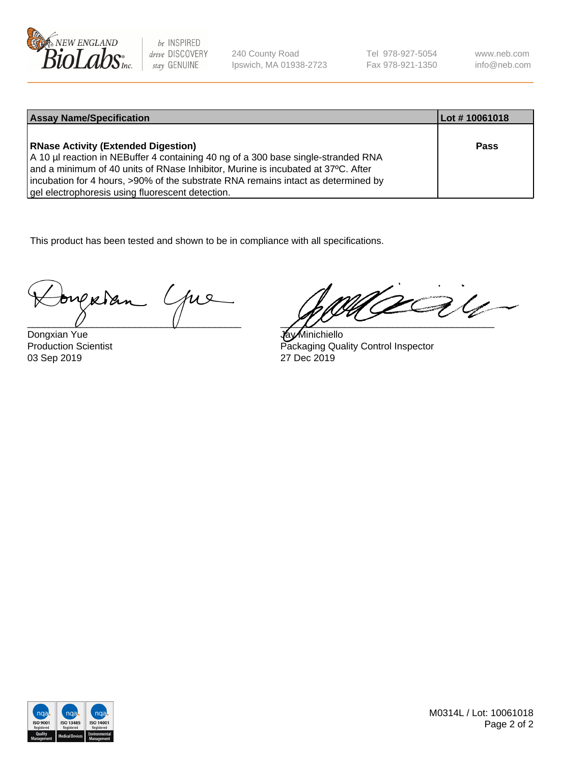NEW ENGLAND BioLabs Inc. | be INSPIRED drive DISCOVERY stay GENUINE | 240 County Road Ipswich, MA 01938-2723 | Tel 978-927-5054 Fax 978-921-1350 | www.neb.com info@neb.com

| Assay Name/Specification | Lot # 10061018 |
|---|---|
| **RNase Activity (Extended Digestion)**<br>A 10 µl reaction in NEBuffer 4 containing 40 ng of a 300 base single-stranded RNA and a minimum of 40 units of RNase Inhibitor, Murine is incubated at 37ºC. After incubation for 4 hours, >90% of the substrate RNA remains intact as determined by gel electrophoresis using fluorescent detection. | **Pass** |

This product has been tested and shown to be in compliance with all specifications.

Dongxian Yue
Production Scientist
03 Sep 2019

Jay Minichiello
Packaging Quality Control Inspector
27 Dec 2019

M0314L / Lot: 10061018